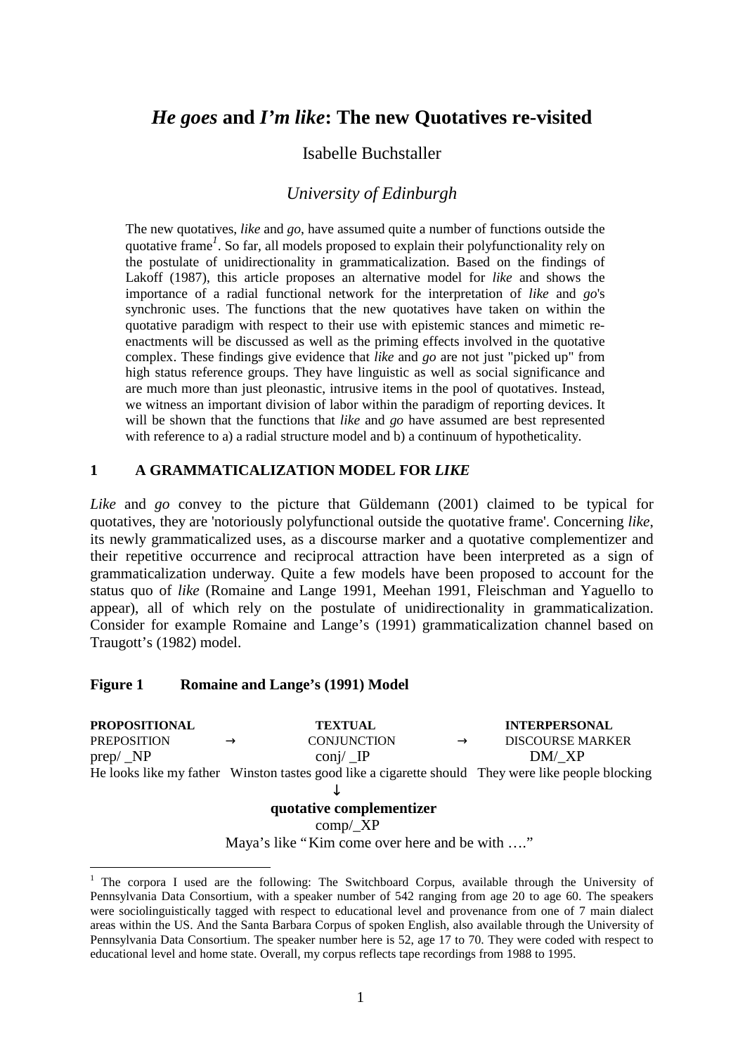# *He goes* and *I'm like*: The new Quotatives re-visited

Isabelle Buchstaller

*University of Edinburgh*

The new quotatives, *like* and *go*, have assumed quite a number of functions outside the quotative frame[1]. So far, all models proposed to explain their polyfunctionality rely on the postulate of unidirectionality in grammaticalization. Based on the findings of Lakoff (1987), this article proposes an alternative model for *like* and shows the importance of a radial functional network for the interpretation of *like* and *go*'s synchronic uses. The functions that the new quotatives have taken on within the quotative paradigm with respect to their use with epistemic stances and mimetic re-enactments will be discussed as well as the priming effects involved in the quotative complex. These findings give evidence that *like* and *go* are not just "picked up" from high status reference groups. They have linguistic as well as social significance and are much more than just pleonastic, intrusive items in the pool of quotatives. Instead, we witness an important division of labor within the paradigm of reporting devices. It will be shown that the functions that *like* and *go* have assumed are best represented with reference to a) a radial structure model and b) a continuum of hypotheticality.

## 1 A GRAMMATICALIZATION MODEL FOR *LIKE*

*Like* and *go* convey to the picture that Güldemann (2001) claimed to be typical for quotatives, they are 'notoriously polyfunctional outside the quotative frame'. Concerning *like*, its newly grammaticalized uses, as a discourse marker and a quotative complementizer and their repetitive occurrence and reciprocal attraction have been interpreted as a sign of grammaticalization underway. Quite a few models have been proposed to account for the status quo of *like* (Romaine and Lange 1991, Meehan 1991, Fleischman and Yaguello to appear), all of which rely on the postulate of unidirectionality in grammaticalization. Consider for example Romaine and Lange's (1991) grammaticalization channel based on Traugott's (1982) model.

**Figure 1 Romaine and Lange's (1991) Model**

| **PROPOSITIONAL** | | **TEXTUAL** | | **INTERPERSONAL** |
|---|---|---|---|---|
| PREPOSITION | → | CONJUNCTION | → | DISCOURSE MARKER |
| prep/ _NP | | conj/ _IP | | DM/_XP |
| He looks like my father | | Winston tastes good like a cigarette should | | They were like people blocking |
| | | ↓ | | |
| | | **quotative complementizer** | | |
| | | comp/_XP | | |
| | | Maya's like "Kim come over here and be with …." | | |

[1] The corpora I used are the following: The Switchboard Corpus, available through the University of Pennsylvania Data Consortium, with a speaker number of 542 ranging from age 20 to age 60. The speakers were sociolinguistically tagged with respect to educational level and provenance from one of 7 main dialect areas within the US. And the Santa Barbara Corpus of spoken English, also available through the University of Pennsylvania Data Consortium. The speaker number here is 52, age 17 to 70. They were coded with respect to educational level and home state. Overall, my corpus reflects tape recordings from 1988 to 1995.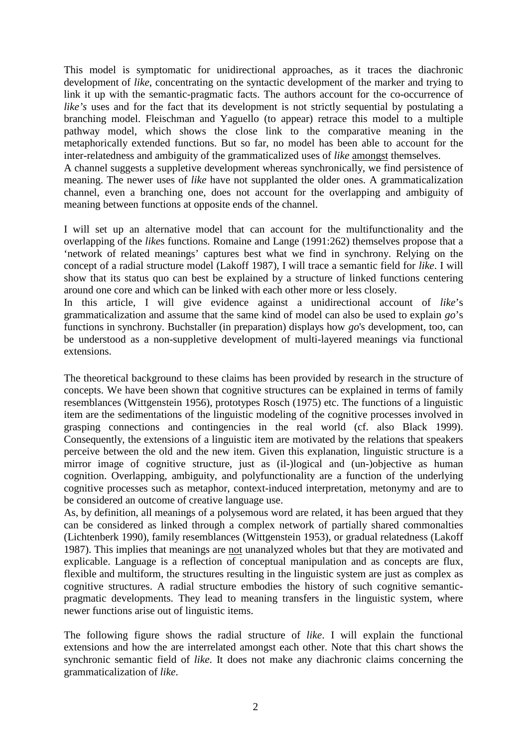This model is symptomatic for unidirectional approaches, as it traces the diachronic development of *like*, concentrating on the syntactic development of the marker and trying to link it up with the semantic-pragmatic facts. The authors account for the co-occurrence of *like's* uses and for the fact that its development is not strictly sequential by postulating a branching model. Fleischman and Yaguello (to appear) retrace this model to a multiple pathway model, which shows the close link to the comparative meaning in the metaphorically extended functions. But so far, no model has been able to account for the inter-relatedness and ambiguity of the grammaticalized uses of *like* amongst themselves.

A channel suggests a suppletive development whereas synchronically, we find persistence of meaning. The newer uses of *like* have not supplanted the older ones. A grammaticalization channel, even a branching one, does not account for the overlapping and ambiguity of meaning between functions at opposite ends of the channel.

I will set up an alternative model that can account for the multifunctionality and the overlapping of the *like*s functions. Romaine and Lange (1991:262) themselves propose that a 'network of related meanings' captures best what we find in synchrony. Relying on the concept of a radial structure model (Lakoff 1987), I will trace a semantic field for *like*. I will show that its status quo can best be explained by a structure of linked functions centering around one core and which can be linked with each other more or less closely.

In this article, I will give evidence against a unidirectional account of *like*'s grammaticalization and assume that the same kind of model can also be used to explain *go*'s functions in synchrony. Buchstaller (in preparation) displays how *go*'s development, too, can be understood as a non-suppletive development of multi-layered meanings via functional extensions.

The theoretical background to these claims has been provided by research in the structure of concepts. We have been shown that cognitive structures can be explained in terms of family resemblances (Wittgenstein 1956), prototypes Rosch (1975) etc. The functions of a linguistic item are the sedimentations of the linguistic modeling of the cognitive processes involved in grasping connections and contingencies in the real world (cf. also Black 1999). Consequently, the extensions of a linguistic item are motivated by the relations that speakers perceive between the old and the new item. Given this explanation, linguistic structure is a mirror image of cognitive structure, just as (il-)logical and (un-)objective as human cognition. Overlapping, ambiguity, and polyfunctionality are a function of the underlying cognitive processes such as metaphor, context-induced interpretation, metonymy and are to be considered an outcome of creative language use.

As, by definition, all meanings of a polysemous word are related, it has been argued that they can be considered as linked through a complex network of partially shared commonalties (Lichtenberk 1990), family resemblances (Wittgenstein 1953), or gradual relatedness (Lakoff 1987). This implies that meanings are not unanalyzed wholes but that they are motivated and explicable. Language is a reflection of conceptual manipulation and as concepts are flux, flexible and multiform, the structures resulting in the linguistic system are just as complex as cognitive structures. A radial structure embodies the history of such cognitive semantic-pragmatic developments. They lead to meaning transfers in the linguistic system, where newer functions arise out of linguistic items.

The following figure shows the radial structure of *like*. I will explain the functional extensions and how the are interrelated amongst each other. Note that this chart shows the synchronic semantic field of *like*. It does not make any diachronic claims concerning the grammaticalization of *like*.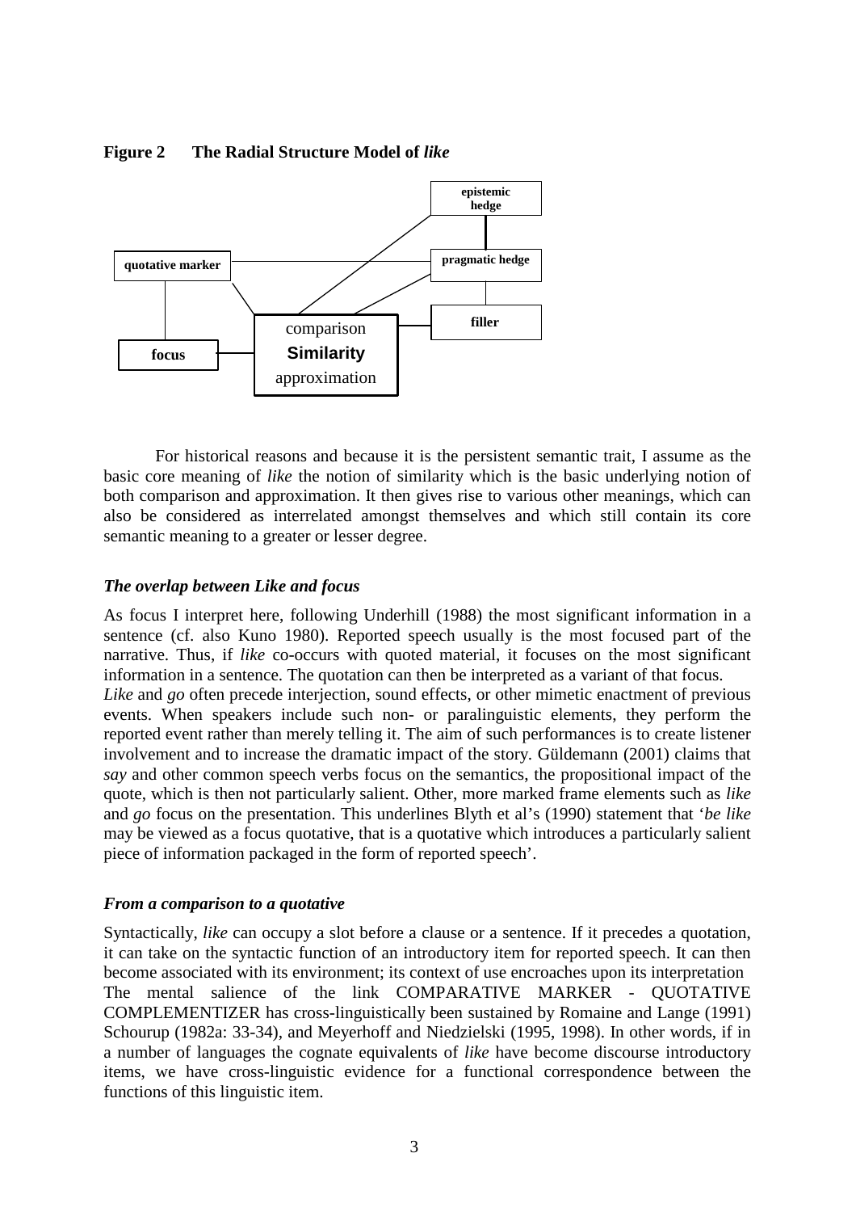**Figure 2 The Radial Structure Model of *like***

epistemic hedge

quotative marker

pragmatic hedge

filler

comparison
**Similarity**
approximation

focus

For historical reasons and because it is the persistent semantic trait, I assume as the basic core meaning of *like* the notion of similarity which is the basic underlying notion of both comparison and approximation. It then gives rise to various other meanings, which can also be considered as interrelated amongst themselves and which still contain its core semantic meaning to a greater or lesser degree.

### *The overlap between Like and focus*

As focus I interpret here, following Underhill (1988) the most significant information in a sentence (cf. also Kuno 1980). Reported speech usually is the most focused part of the narrative. Thus, if *like* co-occurs with quoted material, it focuses on the most significant information in a sentence. The quotation can then be interpreted as a variant of that focus.
*Like* and *go* often precede interjection, sound effects, or other mimetic enactment of previous events. When speakers include such non- or paralinguistic elements, they perform the reported event rather than merely telling it. The aim of such performances is to create listener involvement and to increase the dramatic impact of the story. Güldemann (2001) claims that *say* and other common speech verbs focus on the semantics, the propositional impact of the quote, which is then not particularly salient. Other, more marked frame elements such as *like* and *go* focus on the presentation. This underlines Blyth et al's (1990) statement that '*be like* may be viewed as a focus quotative, that is a quotative which introduces a particularly salient piece of information packaged in the form of reported speech'.

### *From a comparison to a quotative*

Syntactically, *like* can occupy a slot before a clause or a sentence. If it precedes a quotation, it can take on the syntactic function of an introductory item for reported speech. It can then become associated with its environment; its context of use encroaches upon its interpretation
The mental salience of the link COMPARATIVE MARKER - QUOTATIVE COMPLEMENTIZER has cross-linguistically been sustained by Romaine and Lange (1991) Schourup (1982a: 33-34), and Meyerhoff and Niedzielski (1995, 1998). In other words, if in a number of languages the cognate equivalents of *like* have become discourse introductory items, we have cross-linguistic evidence for a functional correspondence between the functions of this linguistic item.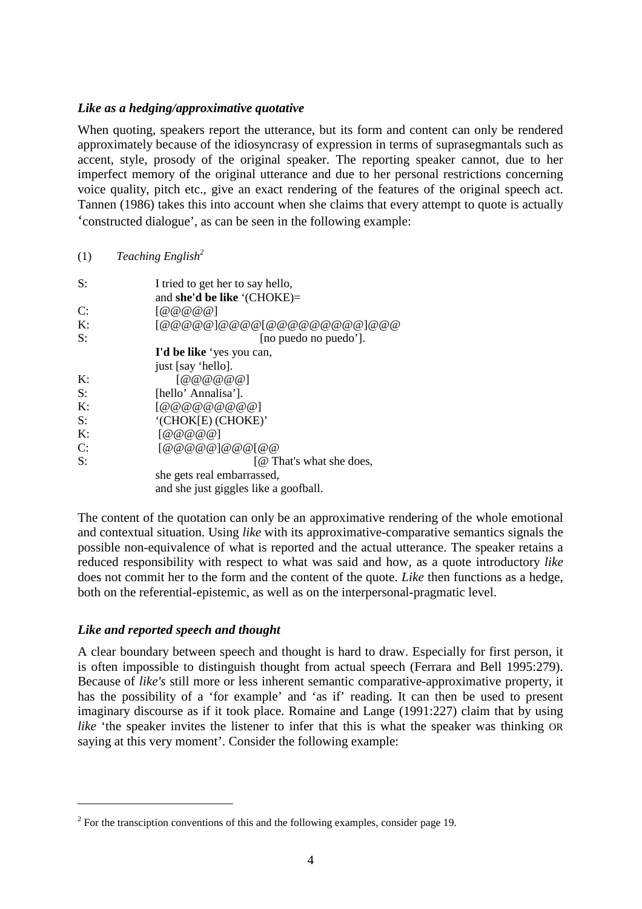### *Like as a hedging/approximative quotative*

When quoting, speakers report the utterance, but its form and content can only be rendered approximately because of the idiosyncrasy of expression in terms of suprasegmantals such as accent, style, prosody of the original speaker. The reporting speaker cannot, due to her imperfect memory of the original utterance and due to her personal restrictions concerning voice quality, pitch etc., give an exact rendering of the features of the original speech act. Tannen (1986) takes this into account when she claims that every attempt to quote is actually 'constructed dialogue', as can be seen in the following example:

(1) *Teaching English*[2]

```
S:    I tried to get her to say hello,
      and she'd be like '(CHOKE)=
C:    [@@@@@]
K:    [@@@@@]@@@@[@@@@@@@@@@]@@@
S:                  [no puedo no puedo'].
      I'd be like 'yes you can,
      just [say 'hello].
K:         [@@@@@@]
S:    [hello' Annalisa'].
K:    [@@@@@@@@@]
S:    '(CHOK[E) (CHOKE)'
K:         [@@@@@]
C:         [@@@@@]@@@[@@
S:                     [@ That's what she does,
      she gets real embarrassed,
      and she just giggles like a goofball.
```

The content of the quotation can only be an approximative rendering of the whole emotional and contextual situation. Using *like* with its approximative-comparative semantics signals the possible non-equivalence of what is reported and the actual utterance. The speaker retains a reduced responsibility with respect to what was said and how, as a quote introductory *like* does not commit her to the form and the content of the quote. *Like* then functions as a hedge, both on the referential-epistemic, as well as on the interpersonal-pragmatic level.

### *Like and reported speech and thought*

A clear boundary between speech and thought is hard to draw. Especially for first person, it is often impossible to distinguish thought from actual speech (Ferrara and Bell 1995:279). Because of *like's* still more or less inherent semantic comparative-approximative property, it has the possibility of a 'for example' and 'as if' reading. It can then be used to present imaginary discourse as if it took place. Romaine and Lange (1991:227) claim that by using *like* 'the speaker invites the listener to infer that this is what the speaker was thinking OR saying at this very moment'. Consider the following example:

---

[2] For the transciption conventions of this and the following examples, consider page 19.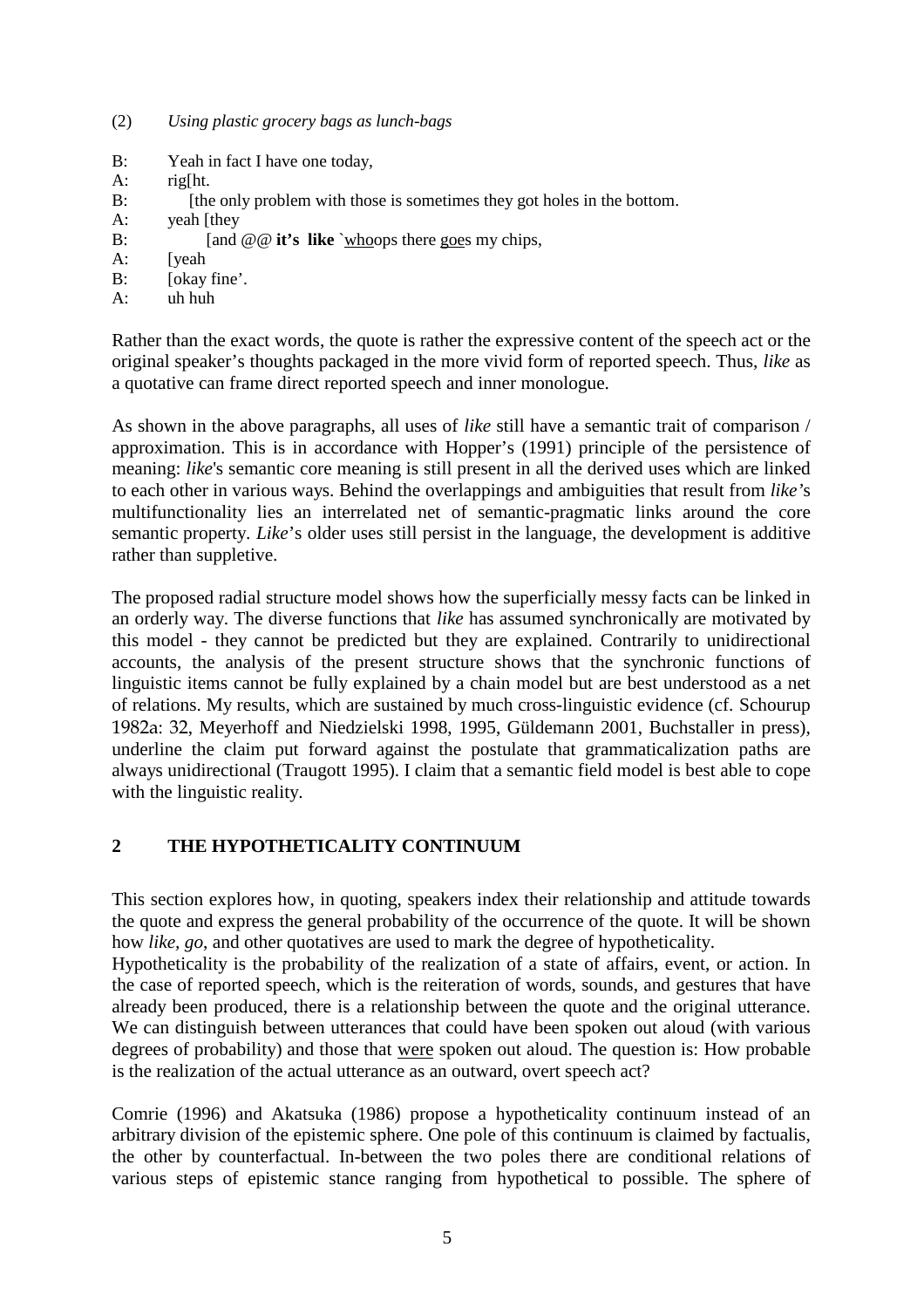(2) *Using plastic grocery bags as lunch-bags*

B: Yeah in fact I have one today,
A: rig[ht.
B: [the only problem with those is sometimes they got holes in the bottom.
A: yeah [they
B: [and @@ **it's like** `<u>who</u>ops there <u>goe</u>s my chips,
A: [yeah
B: [okay fine'.
A: uh huh

Rather than the exact words, the quote is rather the expressive content of the speech act or the original speaker's thoughts packaged in the more vivid form of reported speech. Thus, *like* as a quotative can frame direct reported speech and inner monologue.

As shown in the above paragraphs, all uses of *like* still have a semantic trait of comparison / approximation. This is in accordance with Hopper's (1991) principle of the persistence of meaning: *like*'s semantic core meaning is still present in all the derived uses which are linked to each other in various ways. Behind the overlappings and ambiguities that result from *like'*s multifunctionality lies an interrelated net of semantic-pragmatic links around the core semantic property. *Like*'s older uses still persist in the language, the development is additive rather than suppletive.

The proposed radial structure model shows how the superficially messy facts can be linked in an orderly way. The diverse functions that *like* has assumed synchronically are motivated by this model - they cannot be predicted but they are explained. Contrarily to unidirectional accounts, the analysis of the present structure shows that the synchronic functions of linguistic items cannot be fully explained by a chain model but are best understood as a net of relations. My results, which are sustained by much cross-linguistic evidence (cf. Schourup 1982a: 32, Meyerhoff and Niedzielski 1998, 1995, Güldemann 2001, Buchstaller in press), underline the claim put forward against the postulate that grammaticalization paths are always unidirectional (Traugott 1995). I claim that a semantic field model is best able to cope with the linguistic reality.

## 2 THE HYPOTHETICALITY CONTINUUM

This section explores how, in quoting, speakers index their relationship and attitude towards the quote and express the general probability of the occurrence of the quote. It will be shown how *like*, *go*, and other quotatives are used to mark the degree of hypotheticality.
Hypotheticality is the probability of the realization of a state of affairs, event, or action. In the case of reported speech, which is the reiteration of words, sounds, and gestures that have already been produced, there is a relationship between the quote and the original utterance. We can distinguish between utterances that could have been spoken out aloud (with various degrees of probability) and those that <u>were</u> spoken out aloud. The question is: How probable is the realization of the actual utterance as an outward, overt speech act?

Comrie (1996) and Akatsuka (1986) propose a hypotheticality continuum instead of an arbitrary division of the epistemic sphere. One pole of this continuum is claimed by factualis, the other by counterfactual. In-between the two poles there are conditional relations of various steps of epistemic stance ranging from hypothetical to possible. The sphere of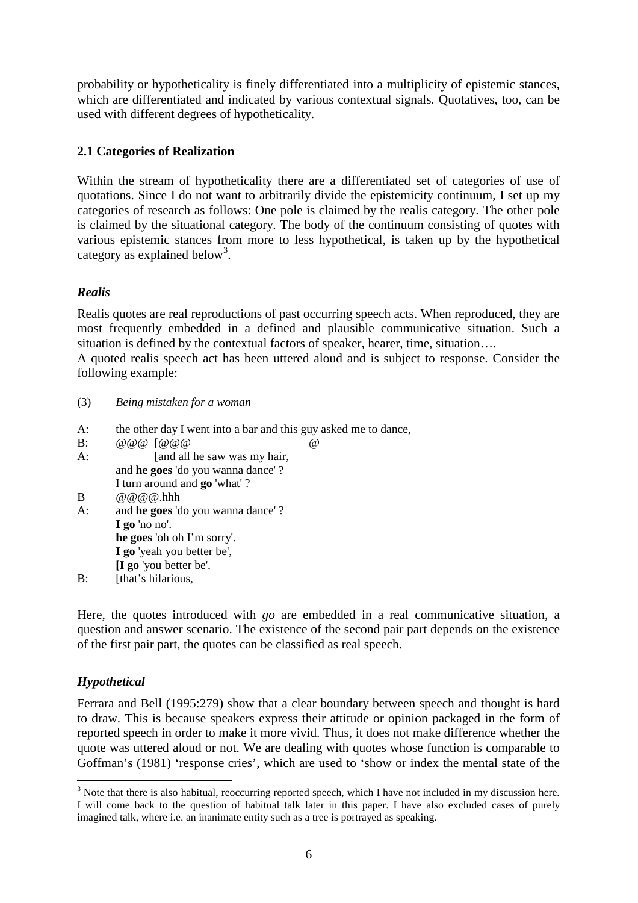probability or hypotheticality is finely differentiated into a multiplicity of epistemic stances, which are differentiated and indicated by various contextual signals. Quotatives, too, can be used with different degrees of hypotheticality.

### 2.1 Categories of Realization

Within the stream of hypotheticality there are a differentiated set of categories of use of quotations. Since I do not want to arbitrarily divide the epistemicity continuum, I set up my categories of research as follows: One pole is claimed by the realis category. The other pole is claimed by the situational category. The body of the continuum consisting of quotes with various epistemic stances from more to less hypothetical, is taken up by the hypothetical category as explained below[3].

#### *Realis*

Realis quotes are real reproductions of past occurring speech acts. When reproduced, they are most frequently embedded in a defined and plausible communicative situation. Such a situation is defined by the contextual factors of speaker, hearer, time, situation….
A quoted realis speech act has been uttered aloud and is subject to response. Consider the following example:

(3) *Being mistaken for a woman*

A: the other day I went into a bar and this guy asked me to dance,
B: @@@ [@@@ @
A: [and all he saw was my hair,
and **he goes** 'do you wanna dance' ?
I turn around and **go** 'what' ?
B @@@@.hhh
A: and **he goes** 'do you wanna dance' ?
**I go** 'no no'.
**he goes** 'oh oh I'm sorry'.
**I go** 'yeah you better be',
**[I go** 'you better be'.
B: [that's hilarious,

Here, the quotes introduced with *go* are embedded in a real communicative situation, a question and answer scenario. The existence of the second pair part depends on the existence of the first pair part, the quotes can be classified as real speech.

#### *Hypothetical*

Ferrara and Bell (1995:279) show that a clear boundary between speech and thought is hard to draw. This is because speakers express their attitude or opinion packaged in the form of reported speech in order to make it more vivid. Thus, it does not make difference whether the quote was uttered aloud or not. We are dealing with quotes whose function is comparable to Goffman's (1981) 'response cries', which are used to 'show or index the mental state of the

[3] Note that there is also habitual, reoccurring reported speech, which I have not included in my discussion here. I will come back to the question of habitual talk later in this paper. I have also excluded cases of purely imagined talk, where i.e. an inanimate entity such as a tree is portrayed as speaking.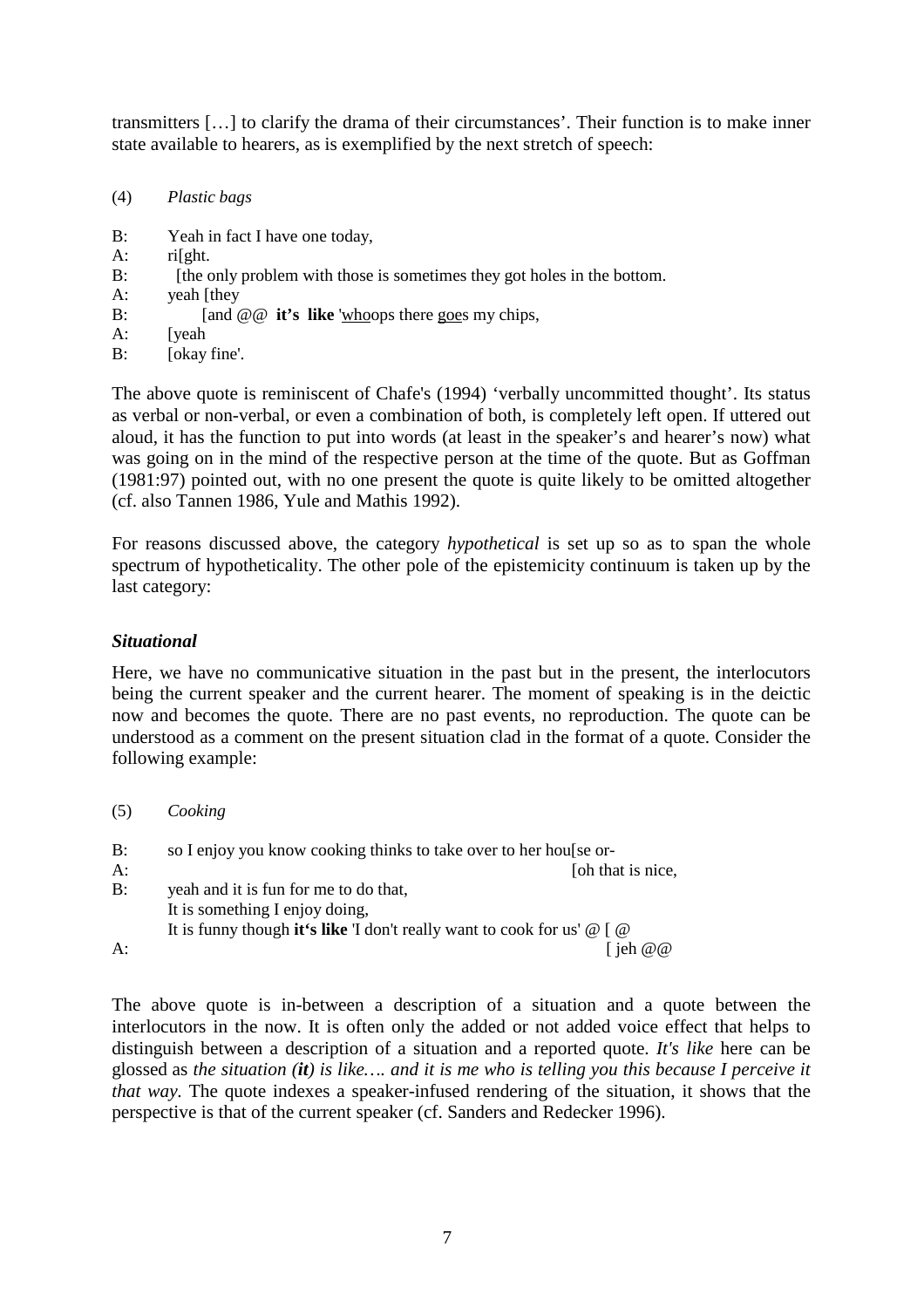transmitters […] to clarify the drama of their circumstances'. Their function is to make inner state available to hearers, as is exemplified by the next stretch of speech:

(4) *Plastic bags*

B: Yeah in fact I have one today,
A: ri[ght.
B: [the only problem with those is sometimes they got holes in the bottom.
A: yeah [they
B: [and @@ **it's like** 'whoops there goes my chips,
A: [yeah
B: [okay fine'.

The above quote is reminiscent of Chafe's (1994) 'verbally uncommitted thought'. Its status as verbal or non-verbal, or even a combination of both, is completely left open. If uttered out aloud, it has the function to put into words (at least in the speaker's and hearer's now) what was going on in the mind of the respective person at the time of the quote. But as Goffman (1981:97) pointed out, with no one present the quote is quite likely to be omitted altogether (cf. also Tannen 1986, Yule and Mathis 1992).

For reasons discussed above, the category *hypothetical* is set up so as to span the whole spectrum of hypotheticality. The other pole of the epistemicity continuum is taken up by the last category:

### *Situational*

Here, we have no communicative situation in the past but in the present, the interlocutors being the current speaker and the current hearer. The moment of speaking is in the deictic now and becomes the quote. There are no past events, no reproduction. The quote can be understood as a comment on the present situation clad in the format of a quote. Consider the following example:

(5) *Cooking*

B: so I enjoy you know cooking thinks to take over to her hou[se or-
A: [oh that is nice,
B: yeah and it is fun for me to do that,
It is something I enjoy doing,
It is funny though **it's like** 'I don't really want to cook for us' @ [ @
A: [ jeh @@

The above quote is in-between a description of a situation and a quote between the interlocutors in the now. It is often only the added or not added voice effect that helps to distinguish between a description of a situation and a reported quote. *It's like* here can be glossed as *the situation (**it**) is like…. and it is me who is telling you this because I perceive it that way*. The quote indexes a speaker-infused rendering of the situation, it shows that the perspective is that of the current speaker (cf. Sanders and Redecker 1996).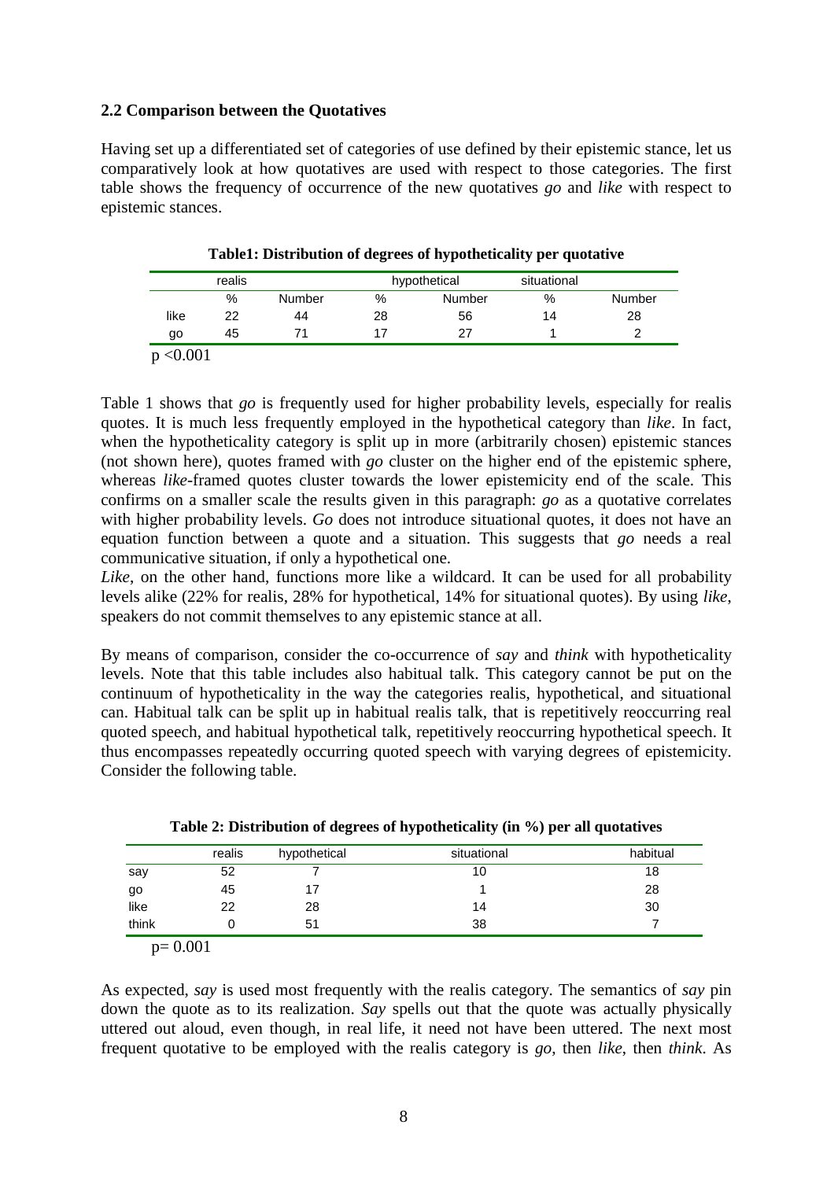### 2.2 Comparison between the Quotatives

Having set up a differentiated set of categories of use defined by their epistemic stance, let us comparatively look at how quotatives are used with respect to those categories. The first table shows the frequency of occurrence of the new quotatives *go* and *like* with respect to epistemic stances.

**Table1: Distribution of degrees of hypotheticality per quotative**

| | realis | | hypothetical | | situational | |
|---|---|---|---|---|---|---|
| | % | Number | % | Number | % | Number |
| like | 22 | 44 | 28 | 56 | 14 | 28 |
| go | 45 | 71 | 17 | 27 | 1 | 2 |

$p < 0.001$

Table 1 shows that *go* is frequently used for higher probability levels, especially for realis quotes. It is much less frequently employed in the hypothetical category than *like*. In fact, when the hypotheticality category is split up in more (arbitrarily chosen) epistemic stances (not shown here), quotes framed with *go* cluster on the higher end of the epistemic sphere, whereas *like*-framed quotes cluster towards the lower epistemicity end of the scale. This confirms on a smaller scale the results given in this paragraph: *go* as a quotative correlates with higher probability levels. *Go* does not introduce situational quotes, it does not have an equation function between a quote and a situation. This suggests that *go* needs a real communicative situation, if only a hypothetical one.
*Like*, on the other hand, functions more like a wildcard. It can be used for all probability levels alike (22% for realis, 28% for hypothetical, 14% for situational quotes). By using *like*, speakers do not commit themselves to any epistemic stance at all.

By means of comparison, consider the co-occurrence of *say* and *think* with hypotheticality levels. Note that this table includes also habitual talk. This category cannot be put on the continuum of hypotheticality in the way the categories realis, hypothetical, and situational can. Habitual talk can be split up in habitual realis talk, that is repetitively reoccurring real quoted speech, and habitual hypothetical talk, repetitively reoccurring hypothetical speech. It thus encompasses repeatedly occurring quoted speech with varying degrees of epistemicity. Consider the following table.

**Table 2: Distribution of degrees of hypotheticality (in %) per all quotatives**

| | realis | hypothetical | situational | habitual |
|---|---|---|---|---|
| say | 52 | 7 | 10 | 18 |
| go | 45 | 17 | 1 | 28 |
| like | 22 | 28 | 14 | 30 |
| think | 0 | 51 | 38 | 7 |

$p = 0.001$

As expected, *say* is used most frequently with the realis category. The semantics of *say* pin down the quote as to its realization. *Say* spells out that the quote was actually physically uttered out aloud, even though, in real life, it need not have been uttered. The next most frequent quotative to be employed with the realis category is *go*, then *like*, then *think*. As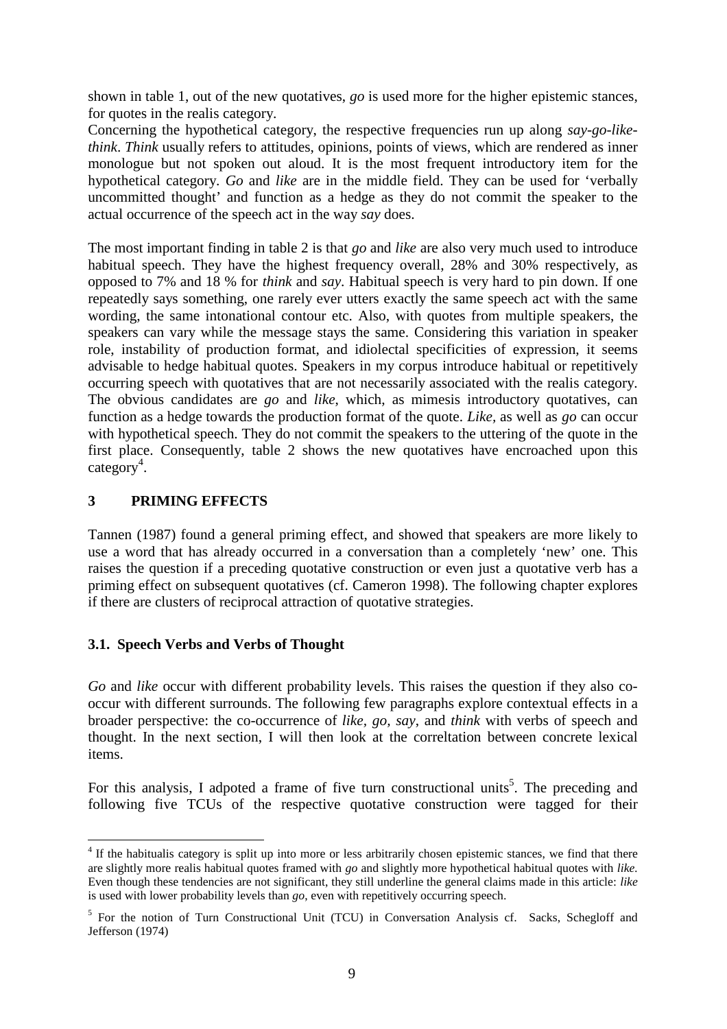shown in table 1, out of the new quotatives, *go* is used more for the higher epistemic stances, for quotes in the realis category.
Concerning the hypothetical category, the respective frequencies run up along *say-go-like-think*. *Think* usually refers to attitudes, opinions, points of views, which are rendered as inner monologue but not spoken out aloud. It is the most frequent introductory item for the hypothetical category. *Go* and *like* are in the middle field. They can be used for 'verbally uncommitted thought' and function as a hedge as they do not commit the speaker to the actual occurrence of the speech act in the way *say* does.

The most important finding in table 2 is that *go* and *like* are also very much used to introduce habitual speech. They have the highest frequency overall, 28% and 30% respectively, as opposed to 7% and 18 % for *think* and *say*. Habitual speech is very hard to pin down. If one repeatedly says something, one rarely ever utters exactly the same speech act with the same wording, the same intonational contour etc. Also, with quotes from multiple speakers, the speakers can vary while the message stays the same. Considering this variation in speaker role, instability of production format, and idiolectal specificities of expression, it seems advisable to hedge habitual quotes. Speakers in my corpus introduce habitual or repetitively occurring speech with quotatives that are not necessarily associated with the realis category. The obvious candidates are *go* and *like*, which, as mimesis introductory quotatives, can function as a hedge towards the production format of the quote. *Like*, as well as *go* can occur with hypothetical speech. They do not commit the speakers to the uttering of the quote in the first place. Consequently, table 2 shows the new quotatives have encroached upon this category[4].

## 3 PRIMING EFFECTS

Tannen (1987) found a general priming effect, and showed that speakers are more likely to use a word that has already occurred in a conversation than a completely 'new' one. This raises the question if a preceding quotative construction or even just a quotative verb has a priming effect on subsequent quotatives (cf. Cameron 1998). The following chapter explores if there are clusters of reciprocal attraction of quotative strategies.

### 3.1. Speech Verbs and Verbs of Thought

*Go* and *like* occur with different probability levels. This raises the question if they also co-occur with different surrounds. The following few paragraphs explore contextual effects in a broader perspective: the co-occurrence of *like*, *go*, *say*, and *think* with verbs of speech and thought. In the next section, I will then look at the correltation between concrete lexical items.

For this analysis, I adpoted a frame of five turn constructional units[5]. The preceding and following five TCUs of the respective quotative construction were tagged for their

---

[4] If the habitualis category is split up into more or less arbitrarily chosen epistemic stances, we find that there are slightly more realis habitual quotes framed with *go* and slightly more hypothetical habitual quotes with *like*. Even though these tendencies are not significant, they still underline the general claims made in this article: *like* is used with lower probability levels than *go*, even with repetitively occurring speech.

[5] For the notion of Turn Constructional Unit (TCU) in Conversation Analysis cf. Sacks, Schegloff and Jefferson (1974)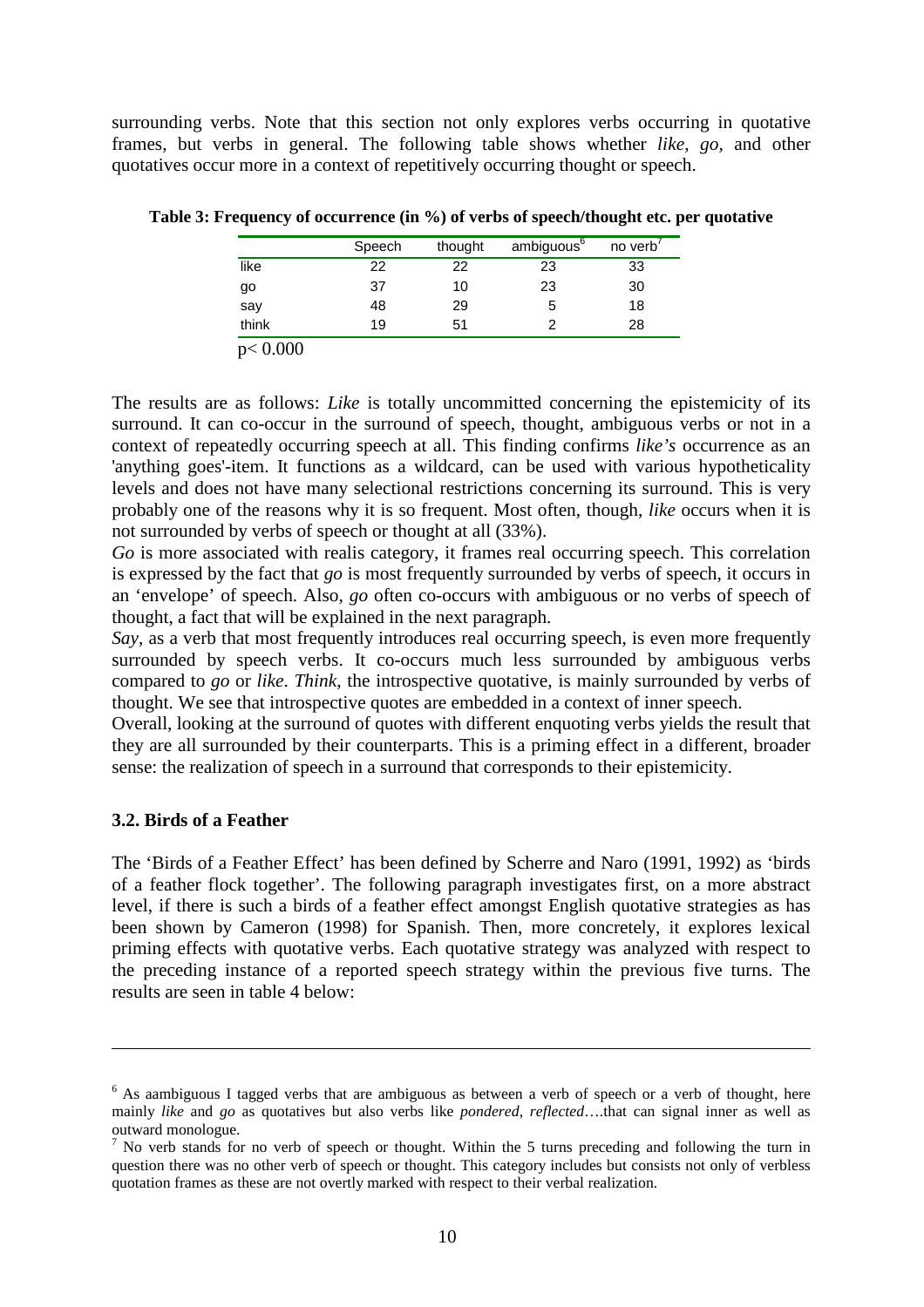surrounding verbs. Note that this section not only explores verbs occurring in quotative frames, but verbs in general. The following table shows whether *like, go*, and other quotatives occur more in a context of repetitively occurring thought or speech.

**Table 3: Frequency of occurrence (in %) of verbs of speech/thought etc. per quotative**

| | Speech | thought | ambiguous[6] | no verb[7] |
|---|---|---|---|---|
| like | 22 | 22 | 23 | 33 |
| go | 37 | 10 | 23 | 30 |
| say | 48 | 29 | 5 | 18 |
| think | 19 | 51 | 2 | 28 |

$p < 0.000$

The results are as follows: *Like* is totally uncommitted concerning the epistemicity of its surround. It can co-occur in the surround of speech, thought, ambiguous verbs or not in a context of repeatedly occurring speech at all. This finding confirms *like's* occurrence as an 'anything goes'-item. It functions as a wildcard, can be used with various hypotheticality levels and does not have many selectional restrictions concerning its surround. This is very probably one of the reasons why it is so frequent. Most often, though, *like* occurs when it is not surrounded by verbs of speech or thought at all (33%).

*Go* is more associated with realis category, it frames real occurring speech. This correlation is expressed by the fact that *go* is most frequently surrounded by verbs of speech, it occurs in an 'envelope' of speech. Also, *go* often co-occurs with ambiguous or no verbs of speech of thought, a fact that will be explained in the next paragraph.

*Say*, as a verb that most frequently introduces real occurring speech, is even more frequently surrounded by speech verbs. It co-occurs much less surrounded by ambiguous verbs compared to *go* or *like*. *Think*, the introspective quotative, is mainly surrounded by verbs of thought. We see that introspective quotes are embedded in a context of inner speech.

Overall, looking at the surround of quotes with different enquoting verbs yields the result that they are all surrounded by their counterparts. This is a priming effect in a different, broader sense: the realization of speech in a surround that corresponds to their epistemicity.

### 3.2. Birds of a Feather

The 'Birds of a Feather Effect' has been defined by Scherre and Naro (1991, 1992) as 'birds of a feather flock together'. The following paragraph investigates first, on a more abstract level, if there is such a birds of a feather effect amongst English quotative strategies as has been shown by Cameron (1998) for Spanish. Then, more concretely, it explores lexical priming effects with quotative verbs. Each quotative strategy was analyzed with respect to the preceding instance of a reported speech strategy within the previous five turns. The results are seen in table 4 below:

---

[6] As aambiguous I tagged verbs that are ambiguous as between a verb of speech or a verb of thought, here mainly *like* and *go* as quotatives but also verbs like *pondered, reflected*….that can signal inner as well as outward monologue.

[7] No verb stands for no verb of speech or thought. Within the 5 turns preceding and following the turn in question there was no other verb of speech or thought. This category includes but consists not only of verbless quotation frames as these are not overtly marked with respect to their verbal realization.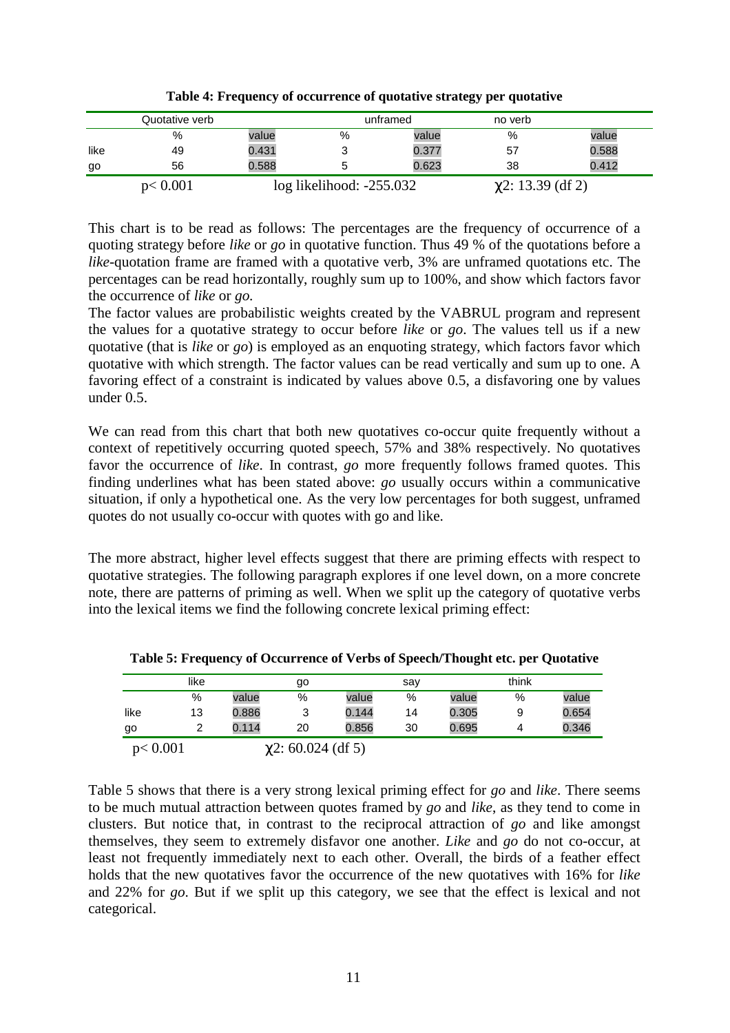**Table 4: Frequency of occurrence of quotative strategy per quotative**

| | Quotative verb | | unframed | | no verb | |
|---|---|---|---|---|---|---|
| | % | value | % | value | % | value |
| like | 49 | 0.431 | 3 | 0.377 | 57 | 0.588 |
| go | 56 | 0.588 | 5 | 0.623 | 38 | 0.412 |
| | $p < 0.001$ | | log likelihood: -255.032 | | $\chi^2$: 13.39 (df 2) | |

This chart is to be read as follows: The percentages are the frequency of occurrence of a quoting strategy before *like* or *go* in quotative function. Thus 49 % of the quotations before a *like*-quotation frame are framed with a quotative verb, 3% are unframed quotations etc. The percentages can be read horizontally, roughly sum up to 100%, and show which factors favor the occurrence of *like* or *go.*

The factor values are probabilistic weights created by the VABRUL program and represent the values for a quotative strategy to occur before *like* or *go*. The values tell us if a new quotative (that is *like* or *go*) is employed as an enquoting strategy, which factors favor which quotative with which strength. The factor values can be read vertically and sum up to one. A favoring effect of a constraint is indicated by values above 0.5, a disfavoring one by values under 0.5.

We can read from this chart that both new quotatives co-occur quite frequently without a context of repetitively occurring quoted speech, 57% and 38% respectively. No quotatives favor the occurrence of *like*. In contrast, *go* more frequently follows framed quotes. This finding underlines what has been stated above: *go* usually occurs within a communicative situation, if only a hypothetical one. As the very low percentages for both suggest, unframed quotes do not usually co-occur with quotes with go and like.

The more abstract, higher level effects suggest that there are priming effects with respect to quotative strategies. The following paragraph explores if one level down, on a more concrete note, there are patterns of priming as well. When we split up the category of quotative verbs into the lexical items we find the following concrete lexical priming effect:

**Table 5: Frequency of Occurrence of Verbs of Speech/Thought etc. per Quotative**

| | like | | go | | say | | think | |
|---|---|---|---|---|---|---|---|---|
| | % | value | % | value | % | value | % | value |
| like | 13 | 0.886 | 3 | 0.144 | 14 | 0.305 | 9 | 0.654 |
| go | 2 | 0.114 | 20 | 0.856 | 30 | 0.695 | 4 | 0.346 |
| $p < 0.001$ | | | $\chi^2$: 60.024 (df 5) | | | | | |

Table 5 shows that there is a very strong lexical priming effect for *go* and *like*. There seems to be much mutual attraction between quotes framed by *go* and *like*, as they tend to come in clusters. But notice that, in contrast to the reciprocal attraction of *go* and like amongst themselves, they seem to extremely disfavor one another. *Like* and *go* do not co-occur, at least not frequently immediately next to each other. Overall, the birds of a feather effect holds that the new quotatives favor the occurrence of the new quotatives with 16% for *like* and 22% for *go.* But if we split up this category, we see that the effect is lexical and not categorical.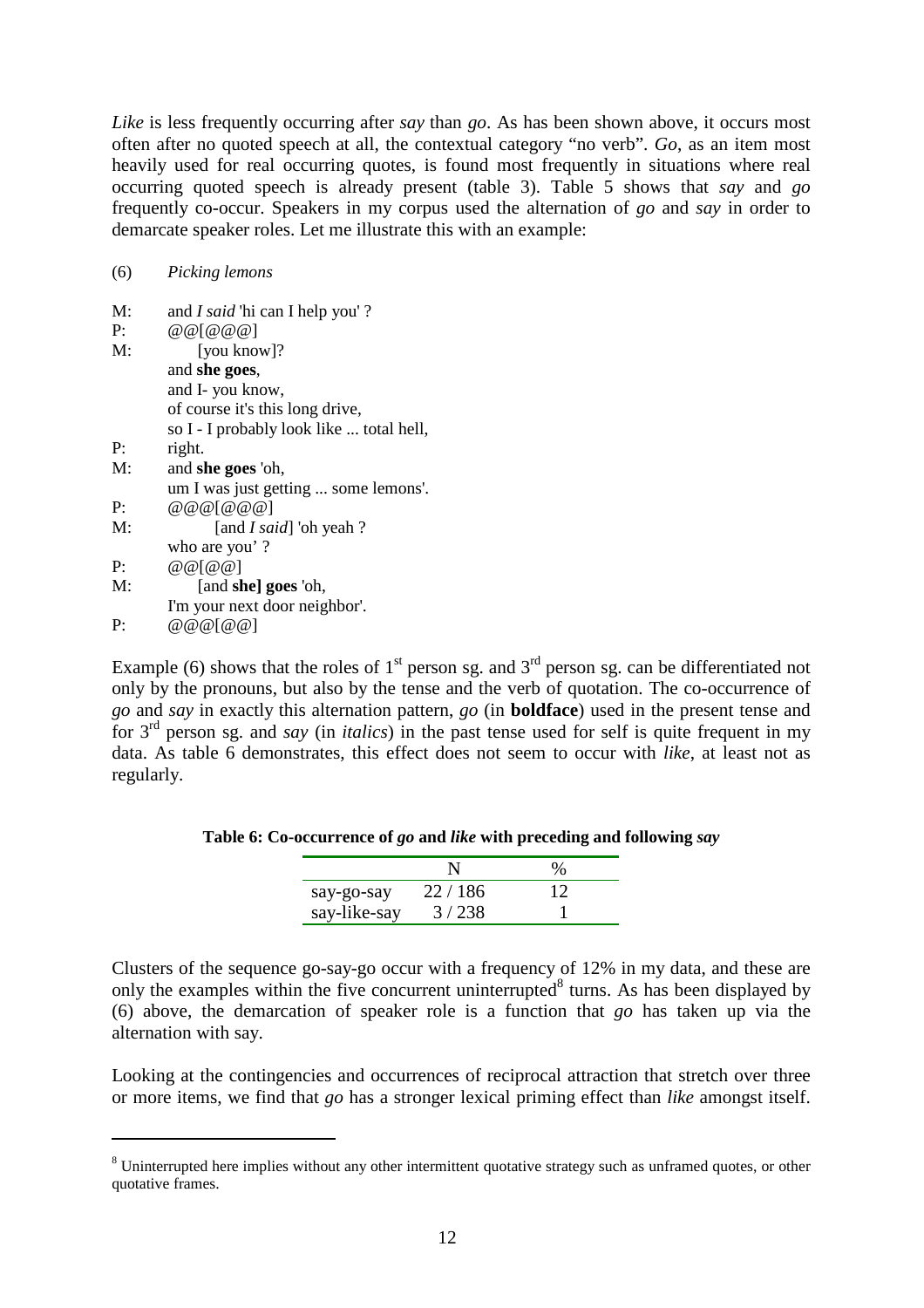*Like* is less frequently occurring after *say* than *go*. As has been shown above, it occurs most often after no quoted speech at all, the contextual category "no verb". *Go*, as an item most heavily used for real occurring quotes, is found most frequently in situations where real occurring quoted speech is already present (table 3). Table 5 shows that *say* and *go* frequently co-occur. Speakers in my corpus used the alternation of *go* and *say* in order to demarcate speaker roles. Let me illustrate this with an example:

(6) *Picking lemons*

M: and *I said* 'hi can I help you' ?
P: @@[@@@]
M: [you know]?
and **she goes**,
and I- you know,
of course it's this long drive,
so I - I probably look like ... total hell,
P: right.
M: and **she goes** 'oh,
um I was just getting ... some lemons'.
P: @@@[@@@]
M: [and *I said*] 'oh yeah ?
who are you' ?
P: @@[@@]
M: [and **she] goes** 'oh,
I'm your next door neighbor'.
P: @@@[@@]

Example (6) shows that the roles of 1st person sg. and 3rd person sg. can be differentiated not only by the pronouns, but also by the tense and the verb of quotation. The co-occurrence of *go* and *say* in exactly this alternation pattern, *go* (in **boldface**) used in the present tense and for 3rd person sg. and *say* (in *italics*) in the past tense used for self is quite frequent in my data. As table 6 demonstrates, this effect does not seem to occur with *like*, at least not as regularly.

**Table 6: Co-occurrence of *go* and *like* with preceding and following *say***

| | N | % |
|---|---|---|
| say-go-say | 22 / 186 | 12 |
| say-like-say | 3 / 238 | 1 |

Clusters of the sequence go-say-go occur with a frequency of 12% in my data, and these are only the examples within the five concurrent uninterrupted[8] turns. As has been displayed by (6) above, the demarcation of speaker role is a function that *go* has taken up via the alternation with say.

Looking at the contingencies and occurrences of reciprocal attraction that stretch over three or more items, we find that *go* has a stronger lexical priming effect than *like* amongst itself.

[8] Uninterrupted here implies without any other intermittent quotative strategy such as unframed quotes, or other quotative frames.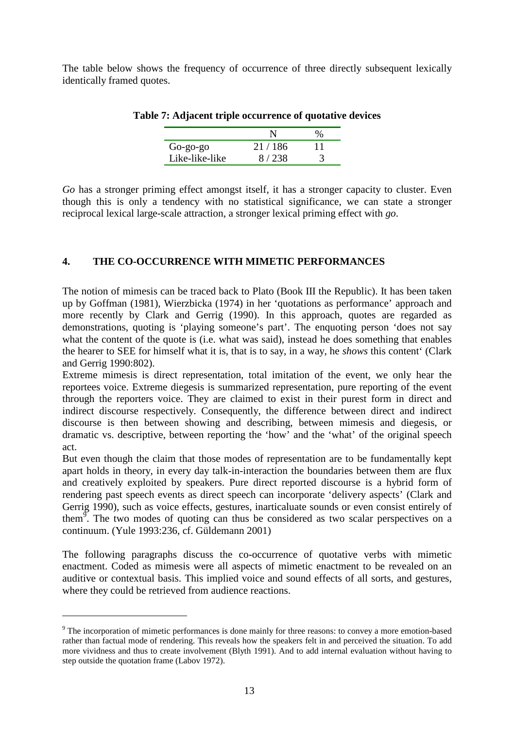The table below shows the frequency of occurrence of three directly subsequent lexically identically framed quotes.

**Table 7: Adjacent triple occurrence of quotative devices**

| | N | % |
|---|---|---|
| Go-go-go | 21 / 186 | 11 |
| Like-like-like | 8 / 238 | 3 |

*Go* has a stronger priming effect amongst itself, it has a stronger capacity to cluster. Even though this is only a tendency with no statistical significance, we can state a stronger reciprocal lexical large-scale attraction, a stronger lexical priming effect with *go*.

## 4. THE CO-OCCURRENCE WITH MIMETIC PERFORMANCES

The notion of mimesis can be traced back to Plato (Book III the Republic). It has been taken up by Goffman (1981), Wierzbicka (1974) in her 'quotations as performance' approach and more recently by Clark and Gerrig (1990). In this approach, quotes are regarded as demonstrations, quoting is 'playing someone's part'. The enquoting person 'does not say what the content of the quote is (i.e. what was said), instead he does something that enables the hearer to SEE for himself what it is, that is to say, in a way, he *shows* this content' (Clark and Gerrig 1990:802).

Extreme mimesis is direct representation, total imitation of the event, we only hear the reportees voice. Extreme diegesis is summarized representation, pure reporting of the event through the reporters voice. They are claimed to exist in their purest form in direct and indirect discourse respectively. Consequently, the difference between direct and indirect discourse is then between showing and describing, between mimesis and diegesis, or dramatic vs. descriptive, between reporting the 'how' and the 'what' of the original speech act.

But even though the claim that those modes of representation are to be fundamentally kept apart holds in theory, in every day talk-in-interaction the boundaries between them are flux and creatively exploited by speakers. Pure direct reported discourse is a hybrid form of rendering past speech events as direct speech can incorporate 'delivery aspects' (Clark and Gerrig 1990), such as voice effects, gestures, inarticaluate sounds or even consist entirely of them[9]. The two modes of quoting can thus be considered as two scalar perspectives on a continuum. (Yule 1993:236, cf. Güldemann 2001)

The following paragraphs discuss the co-occurrence of quotative verbs with mimetic enactment. Coded as mimesis were all aspects of mimetic enactment to be revealed on an auditive or contextual basis. This implied voice and sound effects of all sorts, and gestures, where they could be retrieved from audience reactions.

---

[9] The incorporation of mimetic performances is done mainly for three reasons: to convey a more emotion-based rather than factual mode of rendering. This reveals how the speakers felt in and perceived the situation. To add more vividness and thus to create involvement (Blyth 1991). And to add internal evaluation without having to step outside the quotation frame (Labov 1972).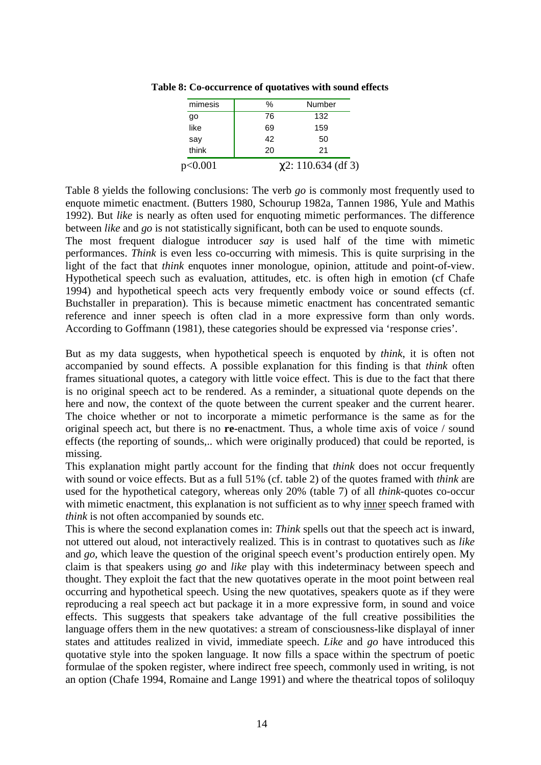**Table 8: Co-occurrence of quotatives with sound effects**

| mimesis | % | Number |
|---|---|---|
| go | 76 | 132 |
| like | 69 | 159 |
| say | 42 | 50 |
| think | 20 | 21 |
| $p<0.001$ | | $\chi^2$: 110.634 (df 3) |

Table 8 yields the following conclusions: The verb *go* is commonly most frequently used to enquote mimetic enactment. (Butters 1980, Schourup 1982a, Tannen 1986, Yule and Mathis 1992). But *like* is nearly as often used for enquoting mimetic performances. The difference between *like* and *go* is not statistically significant, both can be used to enquote sounds.

The most frequent dialogue introducer *say* is used half of the time with mimetic performances. *Think* is even less co-occurring with mimesis. This is quite surprising in the light of the fact that *think* enquotes inner monologue, opinion, attitude and point-of-view. Hypothetical speech such as evaluation, attitudes, etc. is often high in emotion (cf Chafe 1994) and hypothetical speech acts very frequently embody voice or sound effects (cf. Buchstaller in preparation). This is because mimetic enactment has concentrated semantic reference and inner speech is often clad in a more expressive form than only words. According to Goffmann (1981), these categories should be expressed via 'response cries'.

But as my data suggests, when hypothetical speech is enquoted by *think*, it is often not accompanied by sound effects. A possible explanation for this finding is that *think* often frames situational quotes, a category with little voice effect. This is due to the fact that there is no original speech act to be rendered. As a reminder, a situational quote depends on the here and now, the context of the quote between the current speaker and the current hearer. The choice whether or not to incorporate a mimetic performance is the same as for the original speech act, but there is no **re**-enactment. Thus, a whole time axis of voice / sound effects (the reporting of sounds,.. which were originally produced) that could be reported, is missing.

This explanation might partly account for the finding that *think* does not occur frequently with sound or voice effects. But as a full 51% (cf. table 2) of the quotes framed with *think* are used for the hypothetical category, whereas only 20% (table 7) of all *think*-quotes co-occur with mimetic enactment, this explanation is not sufficient as to why inner speech framed with *think* is not often accompanied by sounds etc.

This is where the second explanation comes in: *Think* spells out that the speech act is inward, not uttered out aloud, not interactively realized. This is in contrast to quotatives such as *like* and *go*, which leave the question of the original speech event's production entirely open. My claim is that speakers using *go* and *like* play with this indeterminacy between speech and thought. They exploit the fact that the new quotatives operate in the moot point between real occurring and hypothetical speech. Using the new quotatives, speakers quote as if they were reproducing a real speech act but package it in a more expressive form, in sound and voice effects. This suggests that speakers take advantage of the full creative possibilities the language offers them in the new quotatives: a stream of consciousness-like displayal of inner states and attitudes realized in vivid, immediate speech. *Like* and *go* have introduced this quotative style into the spoken language. It now fills a space within the spectrum of poetic formulae of the spoken register, where indirect free speech, commonly used in writing, is not an option (Chafe 1994, Romaine and Lange 1991) and where the theatrical topos of soliloquy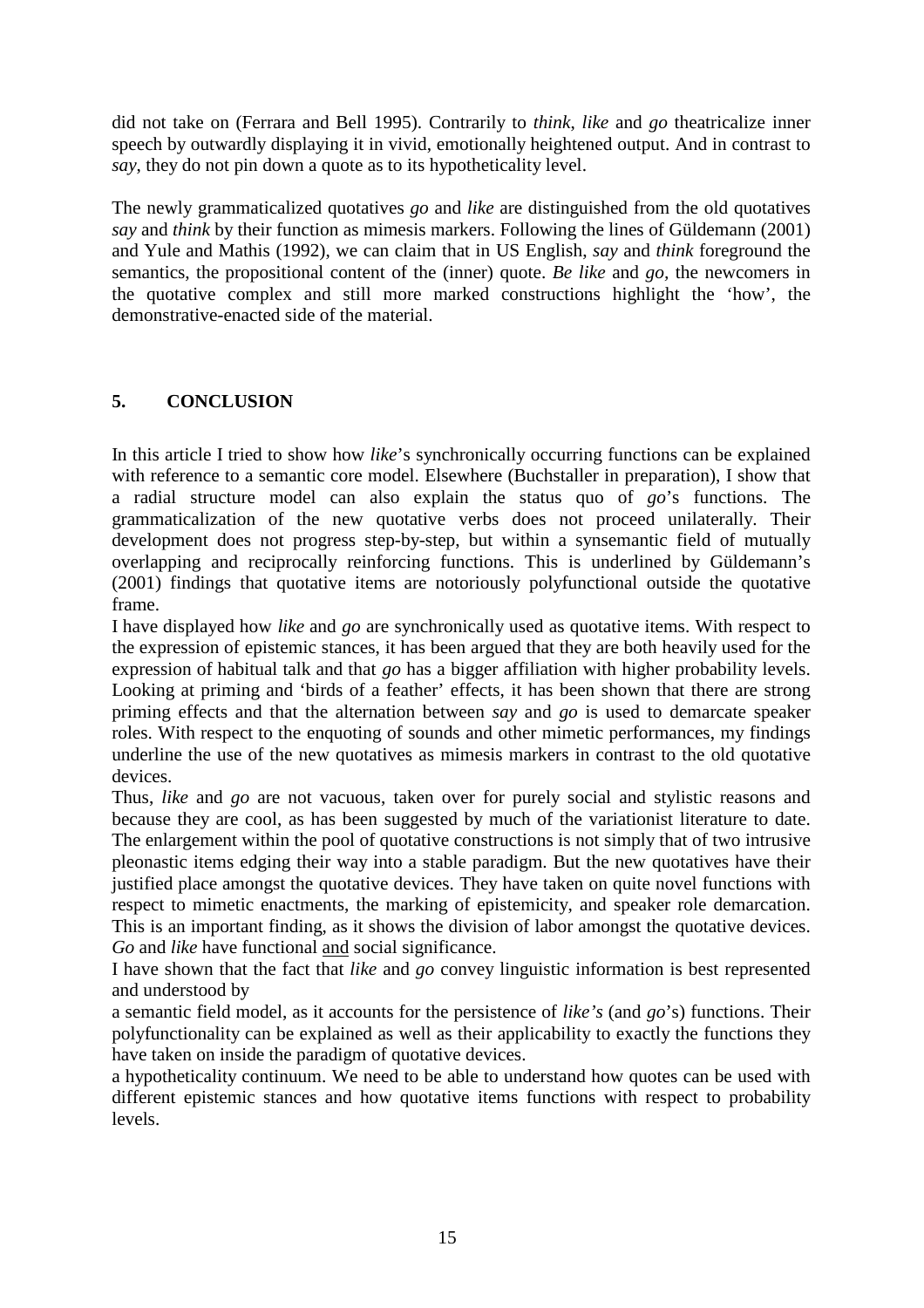did not take on (Ferrara and Bell 1995). Contrarily to *think*, *like* and *go* theatricalize inner speech by outwardly displaying it in vivid, emotionally heightened output. And in contrast to *say*, they do not pin down a quote as to its hypotheticality level.

The newly grammaticalized quotatives *go* and *like* are distinguished from the old quotatives *say* and *think* by their function as mimesis markers. Following the lines of Güldemann (2001) and Yule and Mathis (1992), we can claim that in US English, *say* and *think* foreground the semantics, the propositional content of the (inner) quote. *Be like* and *go*, the newcomers in the quotative complex and still more marked constructions highlight the 'how', the demonstrative-enacted side of the material.

## 5. CONCLUSION

In this article I tried to show how *like*'s synchronically occurring functions can be explained with reference to a semantic core model. Elsewhere (Buchstaller in preparation), I show that a radial structure model can also explain the status quo of *go*'s functions. The grammaticalization of the new quotative verbs does not proceed unilaterally. Their development does not progress step-by-step, but within a synsemantic field of mutually overlapping and reciprocally reinforcing functions. This is underlined by Güldemann's (2001) findings that quotative items are notoriously polyfunctional outside the quotative frame.

I have displayed how *like* and *go* are synchronically used as quotative items. With respect to the expression of epistemic stances, it has been argued that they are both heavily used for the expression of habitual talk and that *go* has a bigger affiliation with higher probability levels. Looking at priming and 'birds of a feather' effects, it has been shown that there are strong priming effects and that the alternation between *say* and *go* is used to demarcate speaker roles. With respect to the enquoting of sounds and other mimetic performances, my findings underline the use of the new quotatives as mimesis markers in contrast to the old quotative devices.

Thus, *like* and *go* are not vacuous, taken over for purely social and stylistic reasons and because they are cool, as has been suggested by much of the variationist literature to date. The enlargement within the pool of quotative constructions is not simply that of two intrusive pleonastic items edging their way into a stable paradigm. But the new quotatives have their justified place amongst the quotative devices. They have taken on quite novel functions with respect to mimetic enactments, the marking of epistemicity, and speaker role demarcation. This is an important finding, as it shows the division of labor amongst the quotative devices. *Go* and *like* have functional <u>and</u> social significance.

I have shown that the fact that *like* and *go* convey linguistic information is best represented and understood by

a semantic field model, as it accounts for the persistence of *like's* (and *go*'s) functions. Their polyfunctionality can be explained as well as their applicability to exactly the functions they have taken on inside the paradigm of quotative devices.

a hypotheticality continuum. We need to be able to understand how quotes can be used with different epistemic stances and how quotative items functions with respect to probability levels.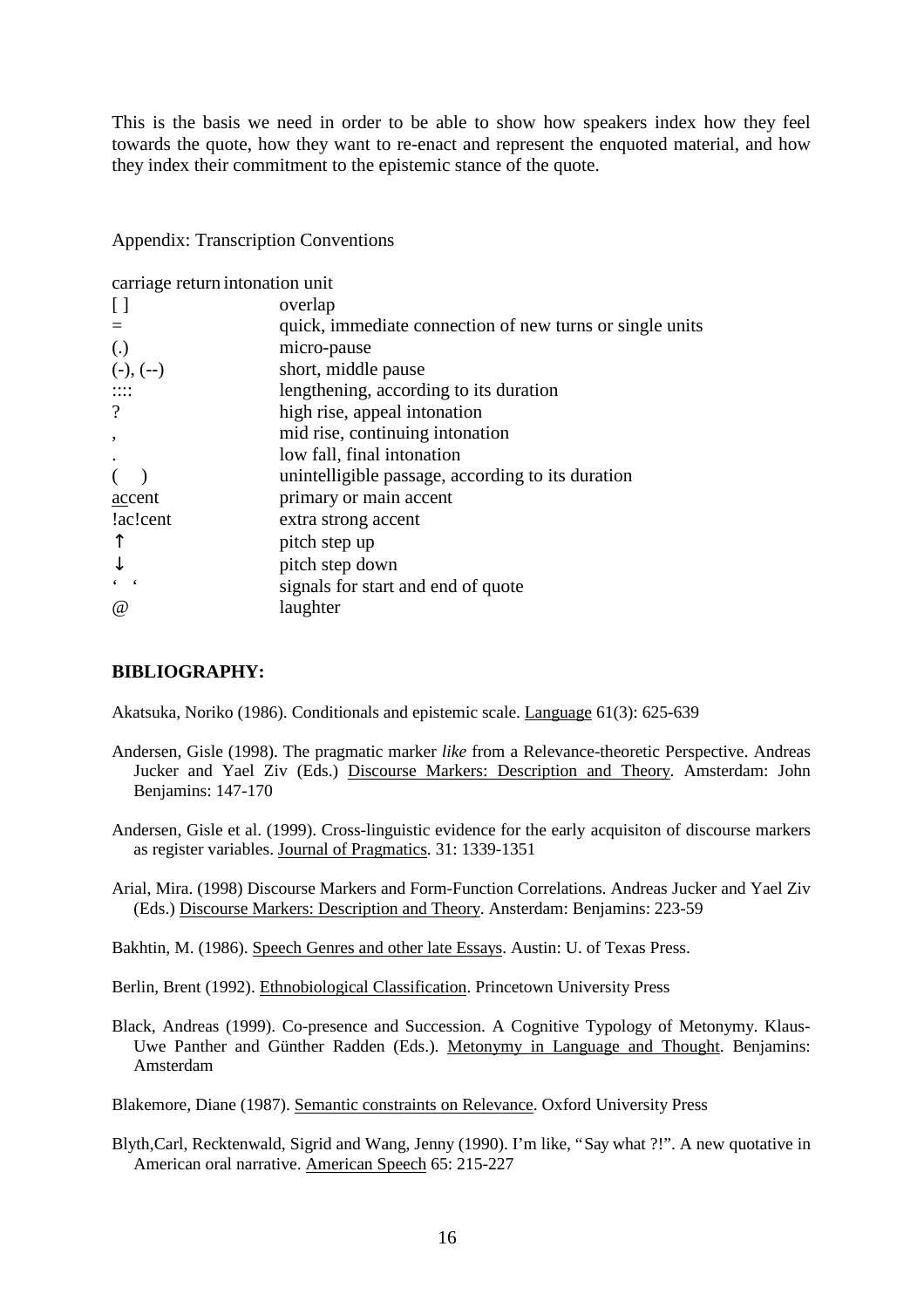This is the basis we need in order to be able to show how speakers index how they feel towards the quote, how they want to re-enact and represent the enquoted material, and how they index their commitment to the epistemic stance of the quote.

Appendix: Transcription Conventions

| carriage return | intonation unit |
|---|---|
| [ ] | overlap |
| = | quick, immediate connection of new turns or single units |
| (.) | micro-pause |
| (-), (--) | short, middle pause |
| :::: | lengthening, according to its duration |
| ? | high rise, appeal intonation |
| , | mid rise, continuing intonation |
| . | low fall, final intonation |
| (   ) | unintelligible passage, according to its duration |
| <u>ac</u>cent | primary or main accent |
| !ac!cent | extra strong accent |
| ↑ | pitch step up |
| ↓ | pitch step down |
| ‘ ‘ | signals for start and end of quote |
| @ | laughter |

## BIBLIOGRAPHY:

Akatsuka, Noriko (1986). Conditionals and epistemic scale. <u>Language</u> 61(3): 625-639

Andersen, Gisle (1998). The pragmatic marker *like* from a Relevance-theoretic Perspective. Andreas Jucker and Yael Ziv (Eds.) <u>Discourse Markers: Description and Theory</u>. Amsterdam: John Benjamins: 147-170

Andersen, Gisle et al. (1999). Cross-linguistic evidence for the early acquisiton of discourse markers as register variables. <u>Journal of Pragmatics</u>. 31: 1339-1351

Arial, Mira. (1998) Discourse Markers and Form-Function Correlations. Andreas Jucker and Yael Ziv (Eds.) <u>Discourse Markers: Description and Theory</u>. Ansterdam: Benjamins: 223-59

Bakhtin, M. (1986). <u>Speech Genres and other late Essays</u>. Austin: U. of Texas Press.

Berlin, Brent (1992). <u>Ethnobiological Classification</u>. Princetown University Press

Black, Andreas (1999). Co-presence and Succession. A Cognitive Typology of Metonymy. Klaus-Uwe Panther and Günther Radden (Eds.). <u>Metonymy in Language and Thought</u>. Benjamins: Amsterdam

Blakemore, Diane (1987). <u>Semantic constraints on Relevance</u>. Oxford University Press

Blyth, Carl, Recktenwald, Sigrid and Wang, Jenny (1990). I'm like, "Say what ?!". A new quotative in American oral narrative. <u>American Speech</u> 65: 215-227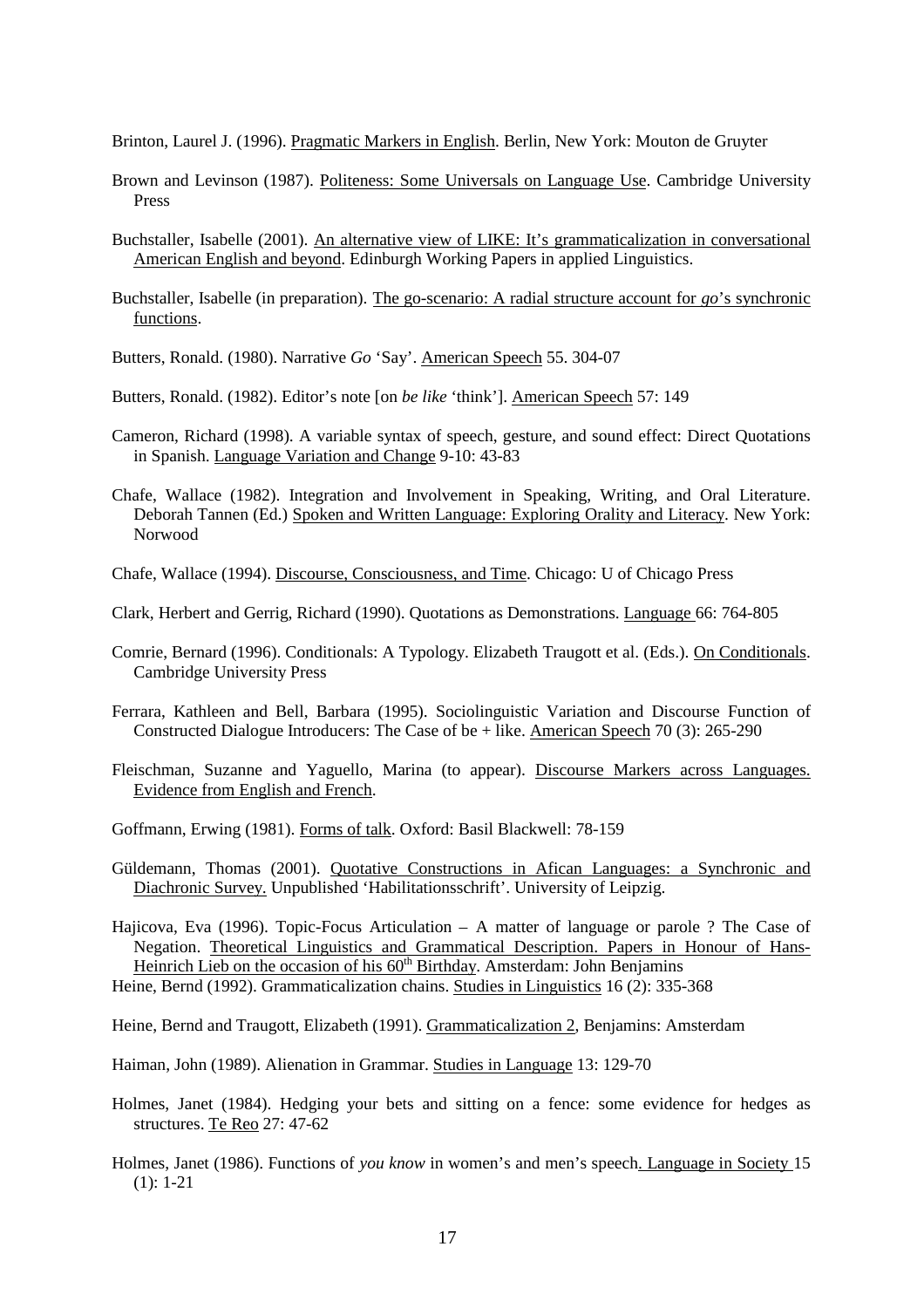Brinton, Laurel J. (1996). Pragmatic Markers in English. Berlin, New York: Mouton de Gruyter

Brown and Levinson (1987). Politeness: Some Universals on Language Use. Cambridge University Press

Buchstaller, Isabelle (2001). An alternative view of LIKE: It's grammaticalization in conversational American English and beyond. Edinburgh Working Papers in applied Linguistics.

Buchstaller, Isabelle (in preparation). The go-scenario: A radial structure account for *go*'s synchronic functions.

Butters, Ronald. (1980). Narrative *Go* 'Say'. American Speech 55. 304-07

Butters, Ronald. (1982). Editor's note [on *be like* 'think']. American Speech 57: 149

Cameron, Richard (1998). A variable syntax of speech, gesture, and sound effect: Direct Quotations in Spanish. Language Variation and Change 9-10: 43-83

Chafe, Wallace (1982). Integration and Involvement in Speaking, Writing, and Oral Literature. Deborah Tannen (Ed.) Spoken and Written Language: Exploring Orality and Literacy. New York: Norwood

Chafe, Wallace (1994). Discourse, Consciousness, and Time. Chicago: U of Chicago Press

Clark, Herbert and Gerrig, Richard (1990). Quotations as Demonstrations. Language 66: 764-805

Comrie, Bernard (1996). Conditionals: A Typology. Elizabeth Traugott et al. (Eds.). On Conditionals. Cambridge University Press

Ferrara, Kathleen and Bell, Barbara (1995). Sociolinguistic Variation and Discourse Function of Constructed Dialogue Introducers: The Case of be + like. American Speech 70 (3): 265-290

Fleischman, Suzanne and Yaguello, Marina (to appear). Discourse Markers across Languages. Evidence from English and French.

Goffmann, Erwing (1981). Forms of talk. Oxford: Basil Blackwell: 78-159

Güldemann, Thomas (2001). Quotative Constructions in Afican Languages: a Synchronic and Diachronic Survey. Unpublished 'Habilitationsschrift'. University of Leipzig.

Hajicova, Eva (1996). Topic-Focus Articulation – A matter of language or parole ? The Case of Negation. Theoretical Linguistics and Grammatical Description. Papers in Honour of Hans-Heinrich Lieb on the occasion of his 60th Birthday. Amsterdam: John Benjamins

Heine, Bernd (1992). Grammaticalization chains. Studies in Linguistics 16 (2): 335-368

Heine, Bernd and Traugott, Elizabeth (1991). Grammaticalization 2, Benjamins: Amsterdam

Haiman, John (1989). Alienation in Grammar. Studies in Language 13: 129-70

Holmes, Janet (1984). Hedging your bets and sitting on a fence: some evidence for hedges as structures. Te Reo 27: 47-62

Holmes, Janet (1986). Functions of *you know* in women's and men's speech. Language in Society 15 (1): 1-21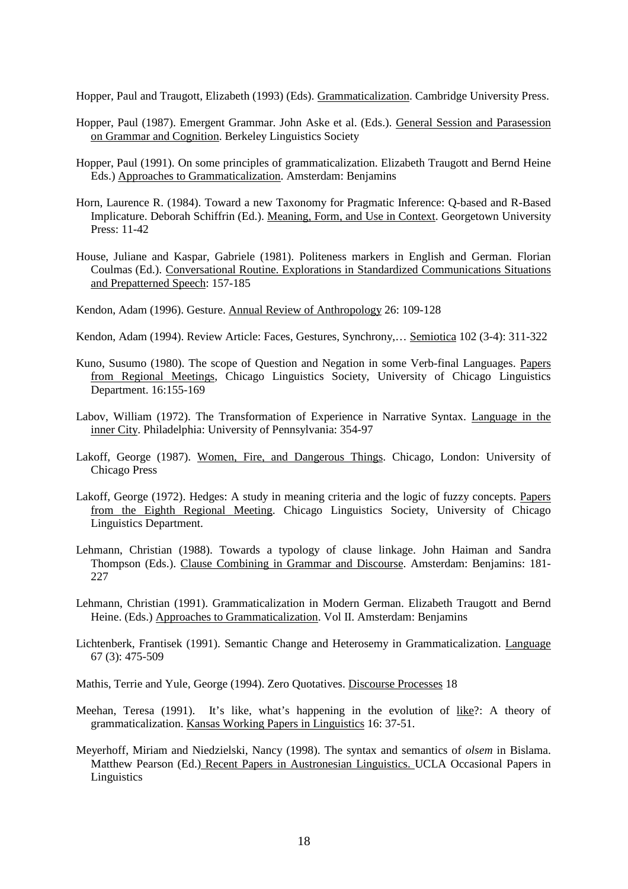Hopper, Paul and Traugott, Elizabeth (1993) (Eds). Grammaticalization. Cambridge University Press.

Hopper, Paul (1987). Emergent Grammar. John Aske et al. (Eds.). General Session and Parasession on Grammar and Cognition. Berkeley Linguistics Society

Hopper, Paul (1991). On some principles of grammaticalization. Elizabeth Traugott and Bernd Heine Eds.) Approaches to Grammaticalization. Amsterdam: Benjamins

Horn, Laurence R. (1984). Toward a new Taxonomy for Pragmatic Inference: Q-based and R-Based Implicature. Deborah Schiffrin (Ed.). Meaning, Form, and Use in Context. Georgetown University Press: 11-42

House, Juliane and Kaspar, Gabriele (1981). Politeness markers in English and German. Florian Coulmas (Ed.). Conversational Routine. Explorations in Standardized Communications Situations and Prepatterned Speech: 157-185

Kendon, Adam (1996). Gesture. Annual Review of Anthropology 26: 109-128

Kendon, Adam (1994). Review Article: Faces, Gestures, Synchrony,… Semiotica 102 (3-4): 311-322

Kuno, Susumo (1980). The scope of Question and Negation in some Verb-final Languages. Papers from Regional Meetings, Chicago Linguistics Society, University of Chicago Linguistics Department. 16:155-169

Labov, William (1972). The Transformation of Experience in Narrative Syntax. Language in the inner City. Philadelphia: University of Pennsylvania: 354-97

Lakoff, George (1987). Women, Fire, and Dangerous Things. Chicago, London: University of Chicago Press

Lakoff, George (1972). Hedges: A study in meaning criteria and the logic of fuzzy concepts. Papers from the Eighth Regional Meeting. Chicago Linguistics Society, University of Chicago Linguistics Department.

Lehmann, Christian (1988). Towards a typology of clause linkage. John Haiman and Sandra Thompson (Eds.). Clause Combining in Grammar and Discourse. Amsterdam: Benjamins: 181-227

Lehmann, Christian (1991). Grammaticalization in Modern German. Elizabeth Traugott and Bernd Heine. (Eds.) Approaches to Grammaticalization. Vol II. Amsterdam: Benjamins

Lichtenberk, Frantisek (1991). Semantic Change and Heterosemy in Grammaticalization. Language 67 (3): 475-509

Mathis, Terrie and Yule, George (1994). Zero Quotatives. Discourse Processes 18

Meehan, Teresa (1991). It's like, what's happening in the evolution of like?: A theory of grammaticalization. Kansas Working Papers in Linguistics 16: 37-51.

Meyerhoff, Miriam and Niedzielski, Nancy (1998). The syntax and semantics of *olsem* in Bislama. Matthew Pearson (Ed.) Recent Papers in Austronesian Linguistics. UCLA Occasional Papers in Linguistics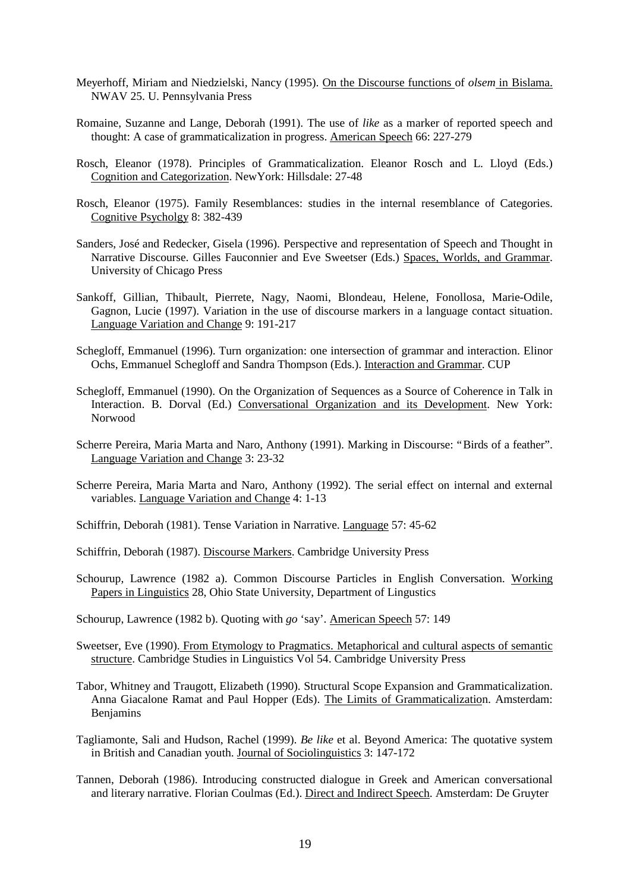Meyerhoff, Miriam and Niedzielski, Nancy (1995). On the Discourse functions of *olsem* in Bislama. NWAV 25. U. Pennsylvania Press

Romaine, Suzanne and Lange, Deborah (1991). The use of *like* as a marker of reported speech and thought: A case of grammaticalization in progress. American Speech 66: 227-279

Rosch, Eleanor (1978). Principles of Grammaticalization. Eleanor Rosch and L. Lloyd (Eds.) Cognition and Categorization. NewYork: Hillsdale: 27-48

Rosch, Eleanor (1975). Family Resemblances: studies in the internal resemblance of Categories. Cognitive Psycholgy 8: 382-439

Sanders, José and Redecker, Gisela (1996). Perspective and representation of Speech and Thought in Narrative Discourse. Gilles Fauconnier and Eve Sweetser (Eds.) Spaces, Worlds, and Grammar. University of Chicago Press

Sankoff, Gillian, Thibault, Pierrete, Nagy, Naomi, Blondeau, Helene, Fonollosa, Marie-Odile, Gagnon, Lucie (1997). Variation in the use of discourse markers in a language contact situation. Language Variation and Change 9: 191-217

Schegloff, Emmanuel (1996). Turn organization: one intersection of grammar and interaction. Elinor Ochs, Emmanuel Schegloff and Sandra Thompson (Eds.). Interaction and Grammar. CUP

Schegloff, Emmanuel (1990). On the Organization of Sequences as a Source of Coherence in Talk in Interaction. B. Dorval (Ed.) Conversational Organization and its Development. New York: Norwood

Scherre Pereira, Maria Marta and Naro, Anthony (1991). Marking in Discourse: "Birds of a feather". Language Variation and Change 3: 23-32

Scherre Pereira, Maria Marta and Naro, Anthony (1992). The serial effect on internal and external variables. Language Variation and Change 4: 1-13

Schiffrin, Deborah (1981). Tense Variation in Narrative. Language 57: 45-62

Schiffrin, Deborah (1987). Discourse Markers. Cambridge University Press

Schourup, Lawrence (1982 a). Common Discourse Particles in English Conversation. Working Papers in Linguistics 28, Ohio State University, Department of Lingustics

Schourup, Lawrence (1982 b). Quoting with *go* 'say'. American Speech 57: 149

Sweetser, Eve (1990). From Etymology to Pragmatics. Metaphorical and cultural aspects of semantic structure. Cambridge Studies in Linguistics Vol 54. Cambridge University Press

Tabor, Whitney and Traugott, Elizabeth (1990). Structural Scope Expansion and Grammaticalization. Anna Giacalone Ramat and Paul Hopper (Eds). The Limits of Grammaticalization. Amsterdam: Benjamins

Tagliamonte, Sali and Hudson, Rachel (1999). *Be like* et al. Beyond America: The quotative system in British and Canadian youth. Journal of Sociolinguistics 3: 147-172

Tannen, Deborah (1986). Introducing constructed dialogue in Greek and American conversational and literary narrative. Florian Coulmas (Ed.). Direct and Indirect Speech. Amsterdam: De Gruyter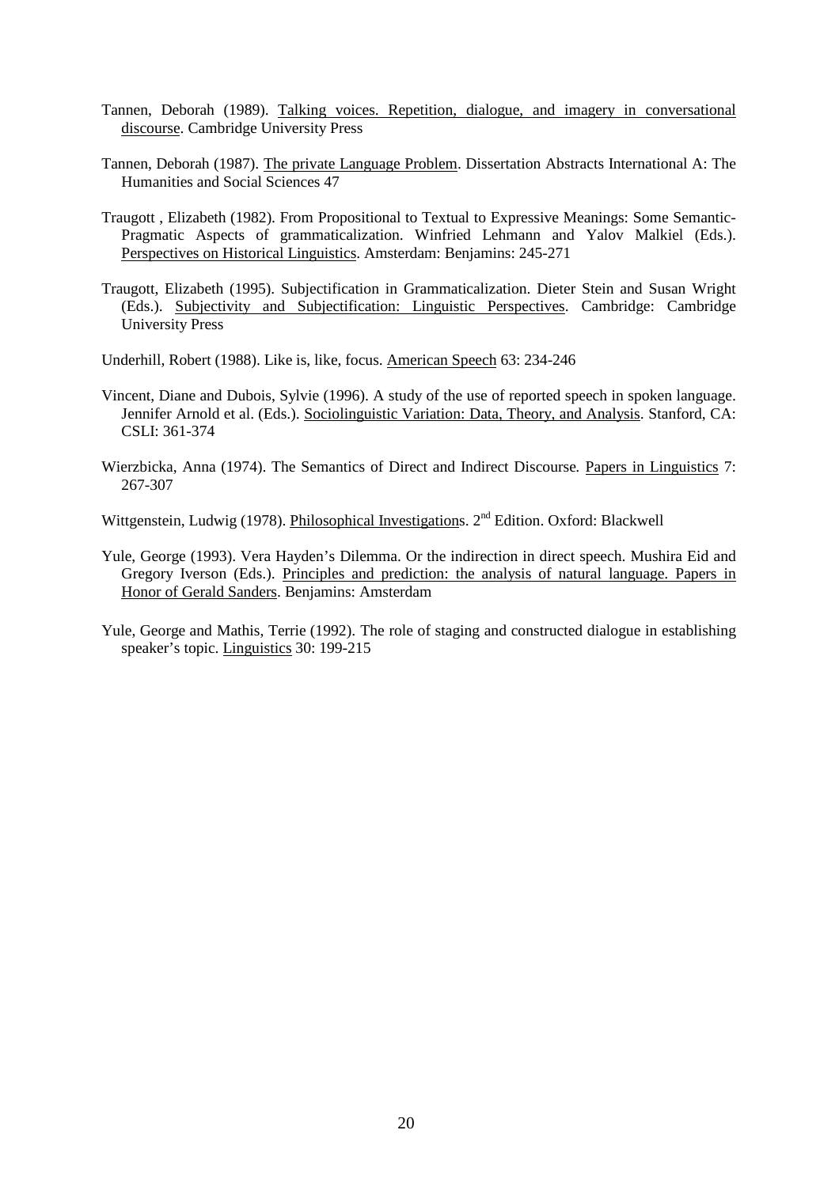Tannen, Deborah (1989). Talking voices. Repetition, dialogue, and imagery in conversational discourse. Cambridge University Press

Tannen, Deborah (1987). The private Language Problem. Dissertation Abstracts International A: The Humanities and Social Sciences 47

Traugott , Elizabeth (1982). From Propositional to Textual to Expressive Meanings: Some Semantic-Pragmatic Aspects of grammaticalization. Winfried Lehmann and Yalov Malkiel (Eds.). Perspectives on Historical Linguistics. Amsterdam: Benjamins: 245-271

Traugott, Elizabeth (1995). Subjectification in Grammaticalization. Dieter Stein and Susan Wright (Eds.). Subjectivity and Subjectification: Linguistic Perspectives. Cambridge: Cambridge University Press

Underhill, Robert (1988). Like is, like, focus. American Speech 63: 234-246

Vincent, Diane and Dubois, Sylvie (1996). A study of the use of reported speech in spoken language. Jennifer Arnold et al. (Eds.). Sociolinguistic Variation: Data, Theory, and Analysis. Stanford, CA: CSLI: 361-374

Wierzbicka, Anna (1974). The Semantics of Direct and Indirect Discourse. Papers in Linguistics 7: 267-307

Wittgenstein, Ludwig (1978). Philosophical Investigations. 2nd Edition. Oxford: Blackwell

Yule, George (1993). Vera Hayden's Dilemma. Or the indirection in direct speech. Mushira Eid and Gregory Iverson (Eds.). Principles and prediction: the analysis of natural language. Papers in Honor of Gerald Sanders. Benjamins: Amsterdam

Yule, George and Mathis, Terrie (1992). The role of staging and constructed dialogue in establishing speaker's topic. Linguistics 30: 199-215